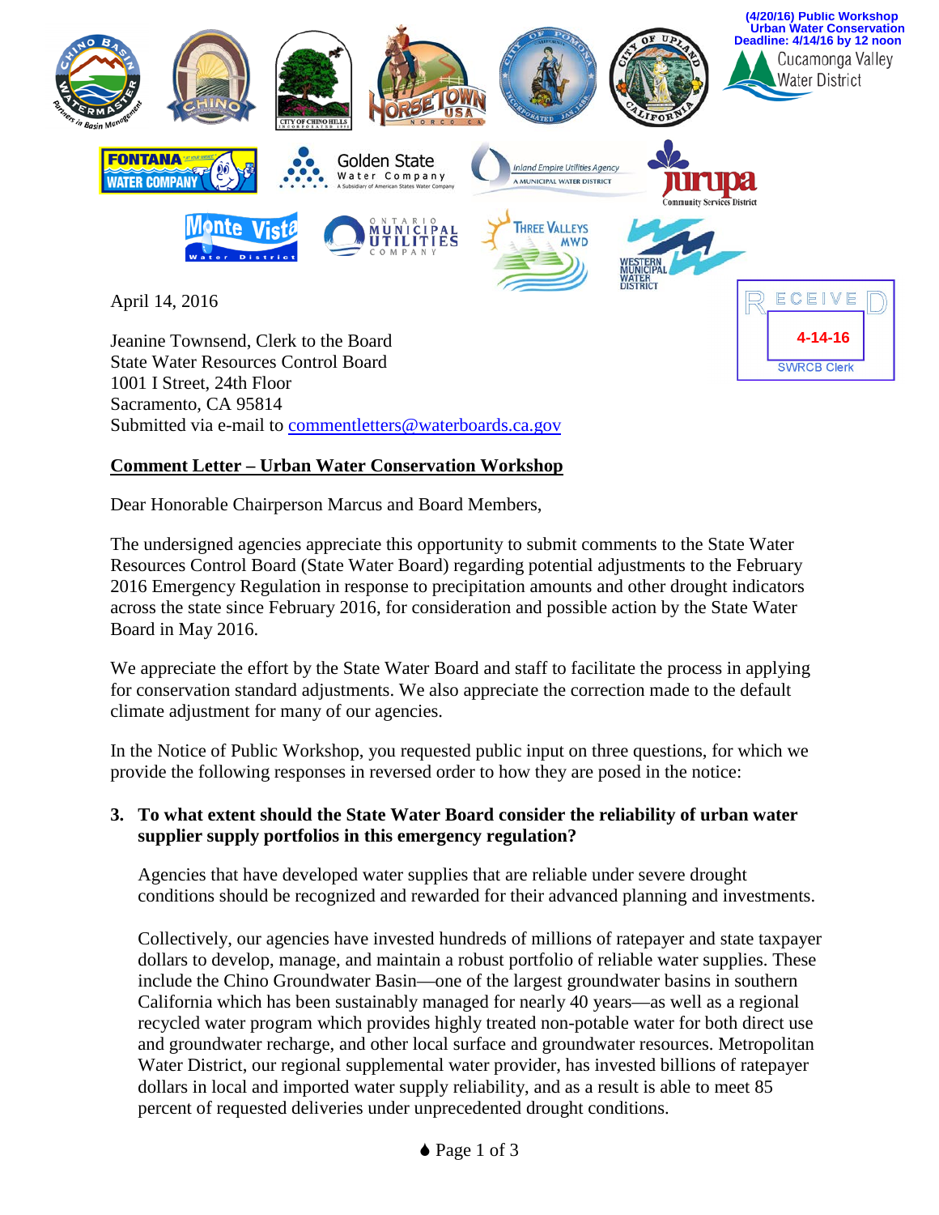(4/20/16) Public Workshop
Urban Water Conservation
Deadline: 4/14/16 by 12 noon

RECEIVED
4-14-16
SWRCB Clerk

April 14, 2016

Jeanine Townsend, Clerk to the Board
State Water Resources Control Board
1001 I Street, 24th Floor
Sacramento, CA 95814
Submitted via e-mail to commentletters@waterboards.ca.gov

**Comment Letter – Urban Water Conservation Workshop**

Dear Honorable Chairperson Marcus and Board Members,

The undersigned agencies appreciate this opportunity to submit comments to the State Water Resources Control Board (State Water Board) regarding potential adjustments to the February 2016 Emergency Regulation in response to precipitation amounts and other drought indicators across the state since February 2016, for consideration and possible action by the State Water Board in May 2016.

We appreciate the effort by the State Water Board and staff to facilitate the process in applying for conservation standard adjustments. We also appreciate the correction made to the default climate adjustment for many of our agencies.

In the Notice of Public Workshop, you requested public input on three questions, for which we provide the following responses in reversed order to how they are posed in the notice:

**3. To what extent should the State Water Board consider the reliability of urban water supplier supply portfolios in this emergency regulation?**

Agencies that have developed water supplies that are reliable under severe drought conditions should be recognized and rewarded for their advanced planning and investments.

Collectively, our agencies have invested hundreds of millions of ratepayer and state taxpayer dollars to develop, manage, and maintain a robust portfolio of reliable water supplies. These include the Chino Groundwater Basin—one of the largest groundwater basins in southern California which has been sustainably managed for nearly 40 years—as well as a regional recycled water program which provides highly treated non-potable water for both direct use and groundwater recharge, and other local surface and groundwater resources. Metropolitan Water District, our regional supplemental water provider, has invested billions of ratepayer dollars in local and imported water supply reliability, and as a result is able to meet 85 percent of requested deliveries under unprecedented drought conditions.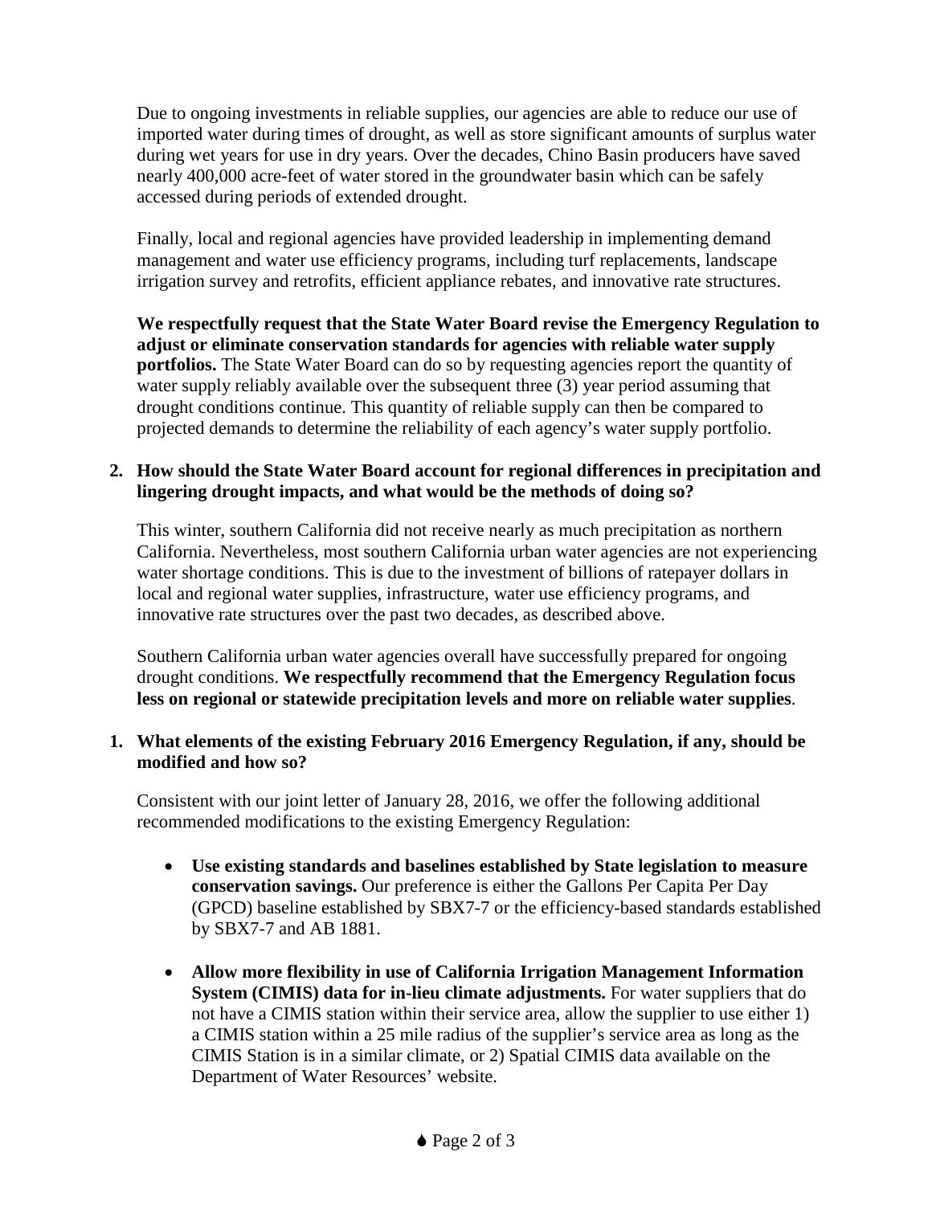Due to ongoing investments in reliable supplies, our agencies are able to reduce our use of imported water during times of drought, as well as store significant amounts of surplus water during wet years for use in dry years. Over the decades, Chino Basin producers have saved nearly 400,000 acre-feet of water stored in the groundwater basin which can be safely accessed during periods of extended drought.

Finally, local and regional agencies have provided leadership in implementing demand management and water use efficiency programs, including turf replacements, landscape irrigation survey and retrofits, efficient appliance rebates, and innovative rate structures.

**We respectfully request that the State Water Board revise the Emergency Regulation to adjust or eliminate conservation standards for agencies with reliable water supply portfolios.** The State Water Board can do so by requesting agencies report the quantity of water supply reliably available over the subsequent three (3) year period assuming that drought conditions continue. This quantity of reliable supply can then be compared to projected demands to determine the reliability of each agency's water supply portfolio.

**2. How should the State Water Board account for regional differences in precipitation and lingering drought impacts, and what would be the methods of doing so?**

This winter, southern California did not receive nearly as much precipitation as northern California. Nevertheless, most southern California urban water agencies are not experiencing water shortage conditions. This is due to the investment of billions of ratepayer dollars in local and regional water supplies, infrastructure, water use efficiency programs, and innovative rate structures over the past two decades, as described above.

Southern California urban water agencies overall have successfully prepared for ongoing drought conditions. **We respectfully recommend that the Emergency Regulation focus less on regional or statewide precipitation levels and more on reliable water supplies**.

**1. What elements of the existing February 2016 Emergency Regulation, if any, should be modified and how so?**

Consistent with our joint letter of January 28, 2016, we offer the following additional recommended modifications to the existing Emergency Regulation:

- **Use existing standards and baselines established by State legislation to measure conservation savings.** Our preference is either the Gallons Per Capita Per Day (GPCD) baseline established by SBX7-7 or the efficiency-based standards established by SBX7-7 and AB 1881.

- **Allow more flexibility in use of California Irrigation Management Information System (CIMIS) data for in-lieu climate adjustments.** For water suppliers that do not have a CIMIS station within their service area, allow the supplier to use either 1) a CIMIS station within a 25 mile radius of the supplier's service area as long as the CIMIS Station is in a similar climate, or 2) Spatial CIMIS data available on the Department of Water Resources' website.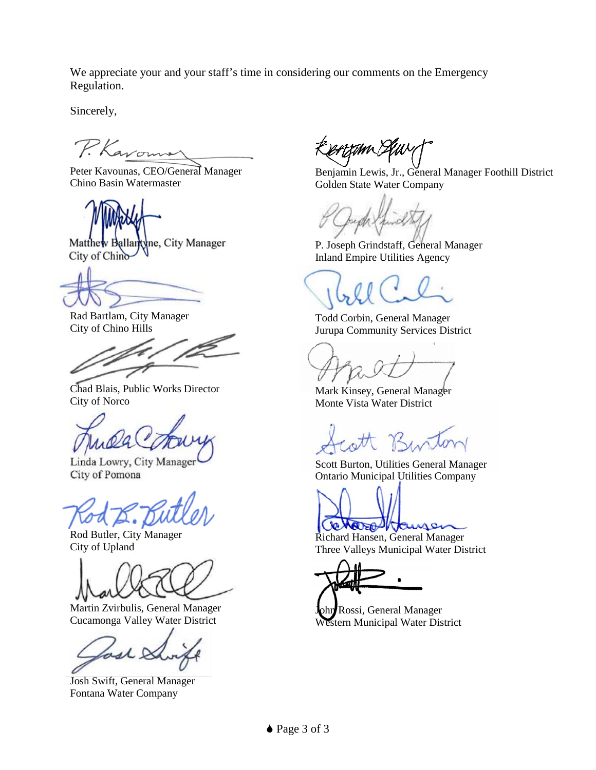We appreciate your and your staff's time in considering our comments on the Emergency Regulation.

Sincerely,

Peter Kavounas, CEO/General Manager
Chino Basin Watermaster

Matthew Ballantyne, City Manager
City of Chino

Rad Bartlam, City Manager
City of Chino Hills

Chad Blais, Public Works Director
City of Norco

Linda Lowry, City Manager
City of Pomona

Rod Butler, City Manager
City of Upland

Martin Zvirbulis, General Manager
Cucamonga Valley Water District

Josh Swift, General Manager
Fontana Water Company

Benjamin Lewis, Jr., General Manager Foothill District
Golden State Water Company

P. Joseph Grindstaff, General Manager
Inland Empire Utilities Agency

Todd Corbin, General Manager
Jurupa Community Services District

Mark Kinsey, General Manager
Monte Vista Water District

Scott Burton, Utilities General Manager
Ontario Municipal Utilities Company

Richard Hansen, General Manager
Three Valleys Municipal Water District

John Rossi, General Manager
Western Municipal Water District